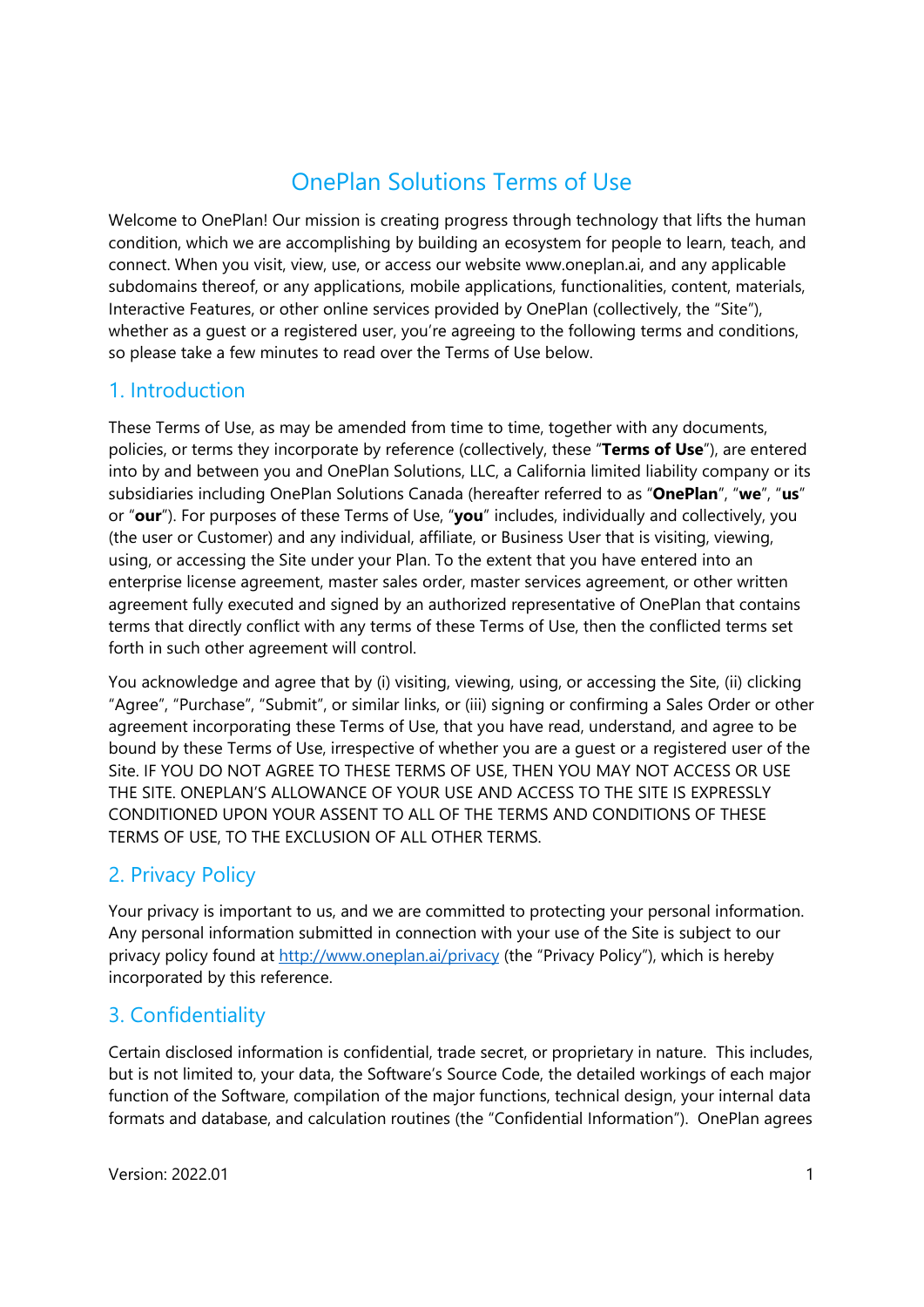# OnePlan Solutions Terms of Use

Welcome to OnePlan! Our mission is creating progress through technology that lifts the human condition, which we are accomplishing by building an ecosystem for people to learn, teach, and connect. When you visit, view, use, or access our website www.oneplan.ai, and any applicable subdomains thereof, or any applications, mobile applications, functionalities, content, materials, Interactive Features, or other online services provided by OnePlan (collectively, the "Site"), whether as a guest or a registered user, you're agreeing to the following terms and conditions, so please take a few minutes to read over the Terms of Use below.

## 1. Introduction

These Terms of Use, as may be amended from time to time, together with any documents, policies, or terms they incorporate by reference (collectively, these "**Terms of Use**"), are entered into by and between you and OnePlan Solutions, LLC, a California limited liability company or its subsidiaries including OnePlan Solutions Canada (hereafter referred to as "**OnePlan**", "**we**", "**us**" or "**our**"). For purposes of these Terms of Use, "**you**" includes, individually and collectively, you (the user or Customer) and any individual, affiliate, or Business User that is visiting, viewing, using, or accessing the Site under your Plan. To the extent that you have entered into an enterprise license agreement, master sales order, master services agreement, or other written agreement fully executed and signed by an authorized representative of OnePlan that contains terms that directly conflict with any terms of these Terms of Use, then the conflicted terms set forth in such other agreement will control.

You acknowledge and agree that by (i) visiting, viewing, using, or accessing the Site, (ii) clicking "Agree", "Purchase", "Submit", or similar links, or (iii) signing or confirming a Sales Order or other agreement incorporating these Terms of Use, that you have read, understand, and agree to be bound by these Terms of Use, irrespective of whether you are a guest or a registered user of the Site. IF YOU DO NOT AGREE TO THESE TERMS OF USE, THEN YOU MAY NOT ACCESS OR USE THE SITE. ONEPLAN'S ALLOWANCE OF YOUR USE AND ACCESS TO THE SITE IS EXPRESSLY CONDITIONED UPON YOUR ASSENT TO ALL OF THE TERMS AND CONDITIONS OF THESE TERMS OF USE, TO THE EXCLUSION OF ALL OTHER TERMS.

## 2. Privacy Policy

Your privacy is important to us, and we are committed to protecting your personal information. Any personal information submitted in connection with your use of the Site is subject to our privacy policy found at [http://www.oneplan.ai/privacy](http://www.oneplan.ai/privacy) (the "Privacy Policy"), which is hereby incorporated by this reference.

## 3. Confidentiality

Certain disclosed information is confidential, trade secret, or proprietary in nature. This includes, but is not limited to, your data, the Software's Source Code, the detailed workings of each major function of the Software, compilation of the major functions, technical design, your internal data formats and database, and calculation routines (the "Confidential Information"). OnePlan agrees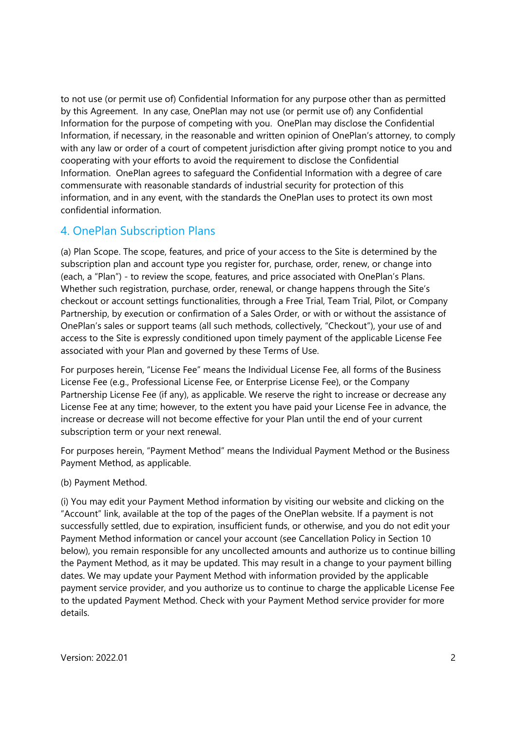to not use (or permit use of) Confidential Information for any purpose other than as permitted by this Agreement.  In any case, OnePlan may not use (or permit use of) any Confidential Information for the purpose of competing with you.  OnePlan may disclose the Confidential Information, if necessary, in the reasonable and written opinion of OnePlan's attorney, to comply with any law or order of a court of competent jurisdiction after giving prompt notice to you and cooperating with your efforts to avoid the requirement to disclose the Confidential Information.  OnePlan agrees to safeguard the Confidential Information with a degree of care commensurate with reasonable standards of industrial security for protection of this information, and in any event, with the standards the OnePlan uses to protect its own most confidential information.

## 4. OnePlan Subscription Plans

(a) Plan Scope. The scope, features, and price of your access to the Site is determined by the subscription plan and account type you register for, purchase, order, renew, or change into (each, a "Plan") - to review the scope, features, and price associated with OnePlan's Plans. Whether such registration, purchase, order, renewal, or change happens through the Site's checkout or account settings functionalities, through a Free Trial, Team Trial, Pilot, or Company Partnership, by execution or confirmation of a Sales Order, or with or without the assistance of OnePlan's sales or support teams (all such methods, collectively, "Checkout"), your use of and access to the Site is expressly conditioned upon timely payment of the applicable License Fee associated with your Plan and governed by these Terms of Use.

For purposes herein, "License Fee" means the Individual License Fee, all forms of the Business License Fee (e.g., Professional License Fee, or Enterprise License Fee), or the Company Partnership License Fee (if any), as applicable. We reserve the right to increase or decrease any License Fee at any time; however, to the extent you have paid your License Fee in advance, the increase or decrease will not become effective for your Plan until the end of your current subscription term or your next renewal.

For purposes herein, "Payment Method" means the Individual Payment Method or the Business Payment Method, as applicable.

(b) Payment Method.

(i) You may edit your Payment Method information by visiting our website and clicking on the "Account" link, available at the top of the pages of the OnePlan website. If a payment is not successfully settled, due to expiration, insufficient funds, or otherwise, and you do not edit your Payment Method information or cancel your account (see Cancellation Policy in Section 10 below), you remain responsible for any uncollected amounts and authorize us to continue billing the Payment Method, as it may be updated. This may result in a change to your payment billing dates. We may update your Payment Method with information provided by the applicable payment service provider, and you authorize us to continue to charge the applicable License Fee to the updated Payment Method. Check with your Payment Method service provider for more details.

Version: 2022.01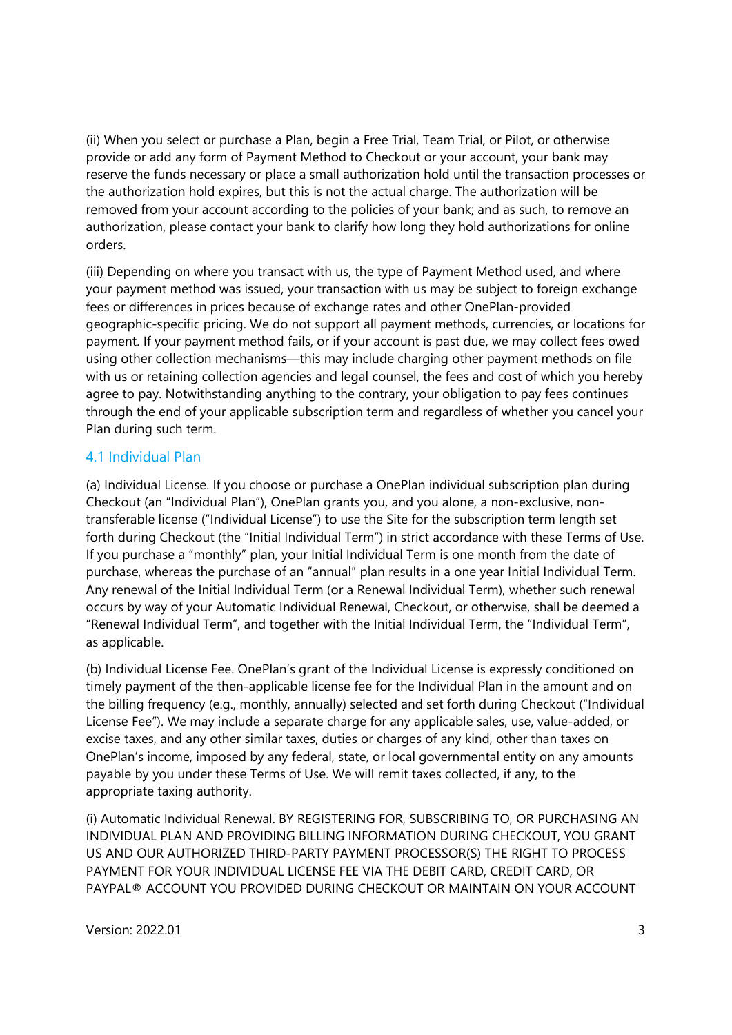(ii) When you select or purchase a Plan, begin a Free Trial, Team Trial, or Pilot, or otherwise provide or add any form of Payment Method to Checkout or your account, your bank may reserve the funds necessary or place a small authorization hold until the transaction processes or the authorization hold expires, but this is not the actual charge. The authorization will be removed from your account according to the policies of your bank; and as such, to remove an authorization, please contact your bank to clarify how long they hold authorizations for online orders.

(iii) Depending on where you transact with us, the type of Payment Method used, and where your payment method was issued, your transaction with us may be subject to foreign exchange fees or differences in prices because of exchange rates and other OnePlan-provided geographic-specific pricing. We do not support all payment methods, currencies, or locations for payment. If your payment method fails, or if your account is past due, we may collect fees owed using other collection mechanisms—this may include charging other payment methods on file with us or retaining collection agencies and legal counsel, the fees and cost of which you hereby agree to pay. Notwithstanding anything to the contrary, your obligation to pay fees continues through the end of your applicable subscription term and regardless of whether you cancel your Plan during such term.

### 4.1 Individual Plan

(a) Individual License. If you choose or purchase a OnePlan individual subscription plan during Checkout (an "Individual Plan"), OnePlan grants you, and you alone, a non-exclusive, non-transferable license ("Individual License") to use the Site for the subscription term length set forth during Checkout (the "Initial Individual Term") in strict accordance with these Terms of Use. If you purchase a "monthly" plan, your Initial Individual Term is one month from the date of purchase, whereas the purchase of an "annual" plan results in a one year Initial Individual Term. Any renewal of the Initial Individual Term (or a Renewal Individual Term), whether such renewal occurs by way of your Automatic Individual Renewal, Checkout, or otherwise, shall be deemed a "Renewal Individual Term", and together with the Initial Individual Term, the "Individual Term", as applicable.

(b) Individual License Fee. OnePlan's grant of the Individual License is expressly conditioned on timely payment of the then-applicable license fee for the Individual Plan in the amount and on the billing frequency (e.g., monthly, annually) selected and set forth during Checkout ("Individual License Fee"). We may include a separate charge for any applicable sales, use, value-added, or excise taxes, and any other similar taxes, duties or charges of any kind, other than taxes on OnePlan's income, imposed by any federal, state, or local governmental entity on any amounts payable by you under these Terms of Use. We will remit taxes collected, if any, to the appropriate taxing authority.

(i) Automatic Individual Renewal. BY REGISTERING FOR, SUBSCRIBING TO, OR PURCHASING AN INDIVIDUAL PLAN AND PROVIDING BILLING INFORMATION DURING CHECKOUT, YOU GRANT US AND OUR AUTHORIZED THIRD-PARTY PAYMENT PROCESSOR(S) THE RIGHT TO PROCESS PAYMENT FOR YOUR INDIVIDUAL LICENSE FEE VIA THE DEBIT CARD, CREDIT CARD, OR PAYPAL® ACCOUNT YOU PROVIDED DURING CHECKOUT OR MAINTAIN ON YOUR ACCOUNT

Version: 2022.01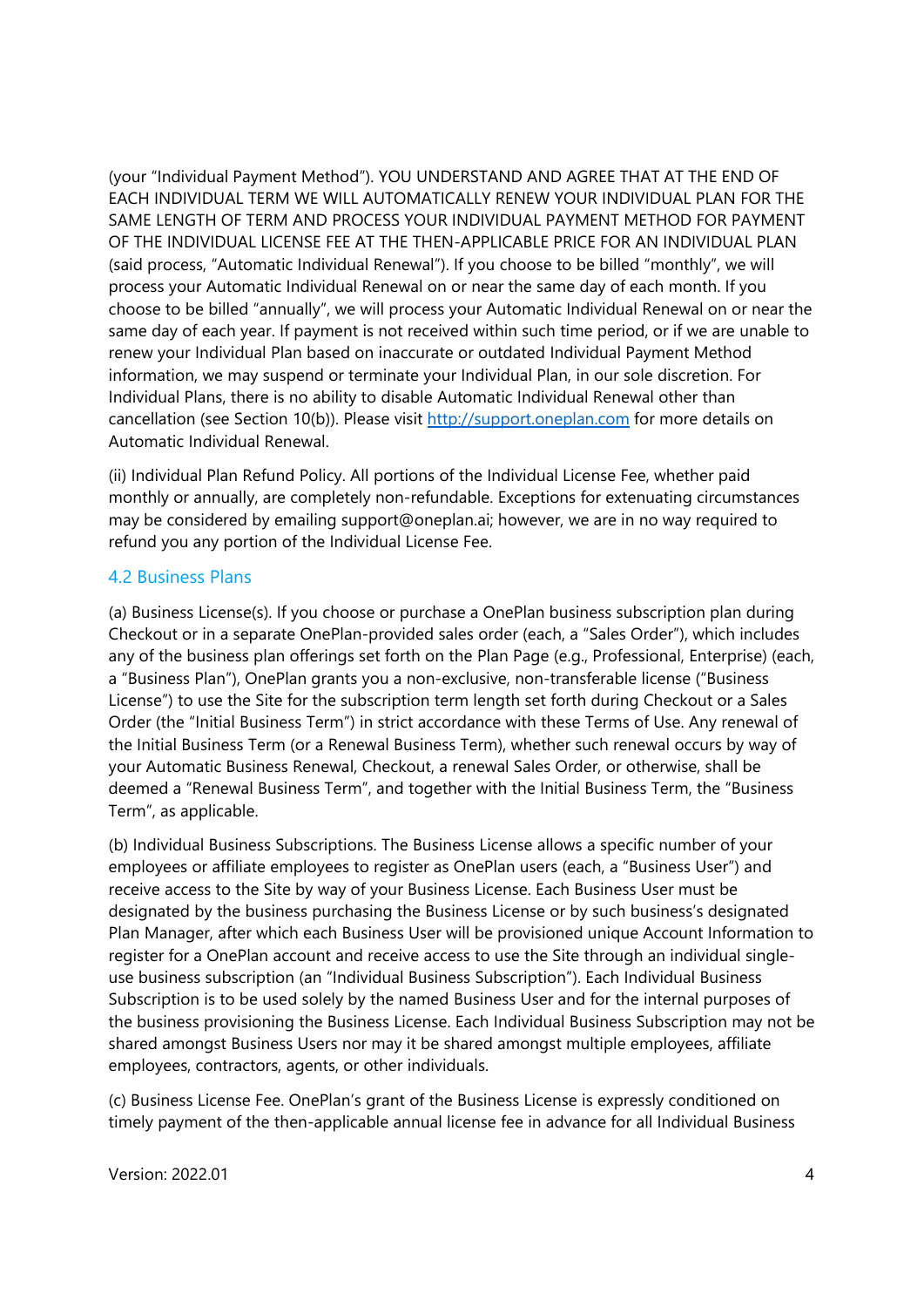(your "Individual Payment Method"). YOU UNDERSTAND AND AGREE THAT AT THE END OF EACH INDIVIDUAL TERM WE WILL AUTOMATICALLY RENEW YOUR INDIVIDUAL PLAN FOR THE SAME LENGTH OF TERM AND PROCESS YOUR INDIVIDUAL PAYMENT METHOD FOR PAYMENT OF THE INDIVIDUAL LICENSE FEE AT THE THEN-APPLICABLE PRICE FOR AN INDIVIDUAL PLAN (said process, "Automatic Individual Renewal"). If you choose to be billed "monthly", we will process your Automatic Individual Renewal on or near the same day of each month. If you choose to be billed "annually", we will process your Automatic Individual Renewal on or near the same day of each year. If payment is not received within such time period, or if we are unable to renew your Individual Plan based on inaccurate or outdated Individual Payment Method information, we may suspend or terminate your Individual Plan, in our sole discretion. For Individual Plans, there is no ability to disable Automatic Individual Renewal other than cancellation (see Section 10(b)). Please visit [http://support.oneplan.com](http://support.oneplan.com) for more details on Automatic Individual Renewal.

(ii) Individual Plan Refund Policy. All portions of the Individual License Fee, whether paid monthly or annually, are completely non-refundable. Exceptions for extenuating circumstances may be considered by emailing support@oneplan.ai; however, we are in no way required to refund you any portion of the Individual License Fee.

## 4.2 Business Plans

(a) Business License(s). If you choose or purchase a OnePlan business subscription plan during Checkout or in a separate OnePlan-provided sales order (each, a "Sales Order"), which includes any of the business plan offerings set forth on the Plan Page (e.g., Professional, Enterprise) (each, a "Business Plan"), OnePlan grants you a non-exclusive, non-transferable license ("Business License") to use the Site for the subscription term length set forth during Checkout or a Sales Order (the "Initial Business Term") in strict accordance with these Terms of Use. Any renewal of the Initial Business Term (or a Renewal Business Term), whether such renewal occurs by way of your Automatic Business Renewal, Checkout, a renewal Sales Order, or otherwise, shall be deemed a "Renewal Business Term", and together with the Initial Business Term, the "Business Term", as applicable.

(b) Individual Business Subscriptions. The Business License allows a specific number of your employees or affiliate employees to register as OnePlan users (each, a "Business User") and receive access to the Site by way of your Business License. Each Business User must be designated by the business purchasing the Business License or by such business's designated Plan Manager, after which each Business User will be provisioned unique Account Information to register for a OnePlan account and receive access to use the Site through an individual single-use business subscription (an "Individual Business Subscription"). Each Individual Business Subscription is to be used solely by the named Business User and for the internal purposes of the business provisioning the Business License. Each Individual Business Subscription may not be shared amongst Business Users nor may it be shared amongst multiple employees, affiliate employees, contractors, agents, or other individuals.

(c) Business License Fee. OnePlan's grant of the Business License is expressly conditioned on timely payment of the then-applicable annual license fee in advance for all Individual Business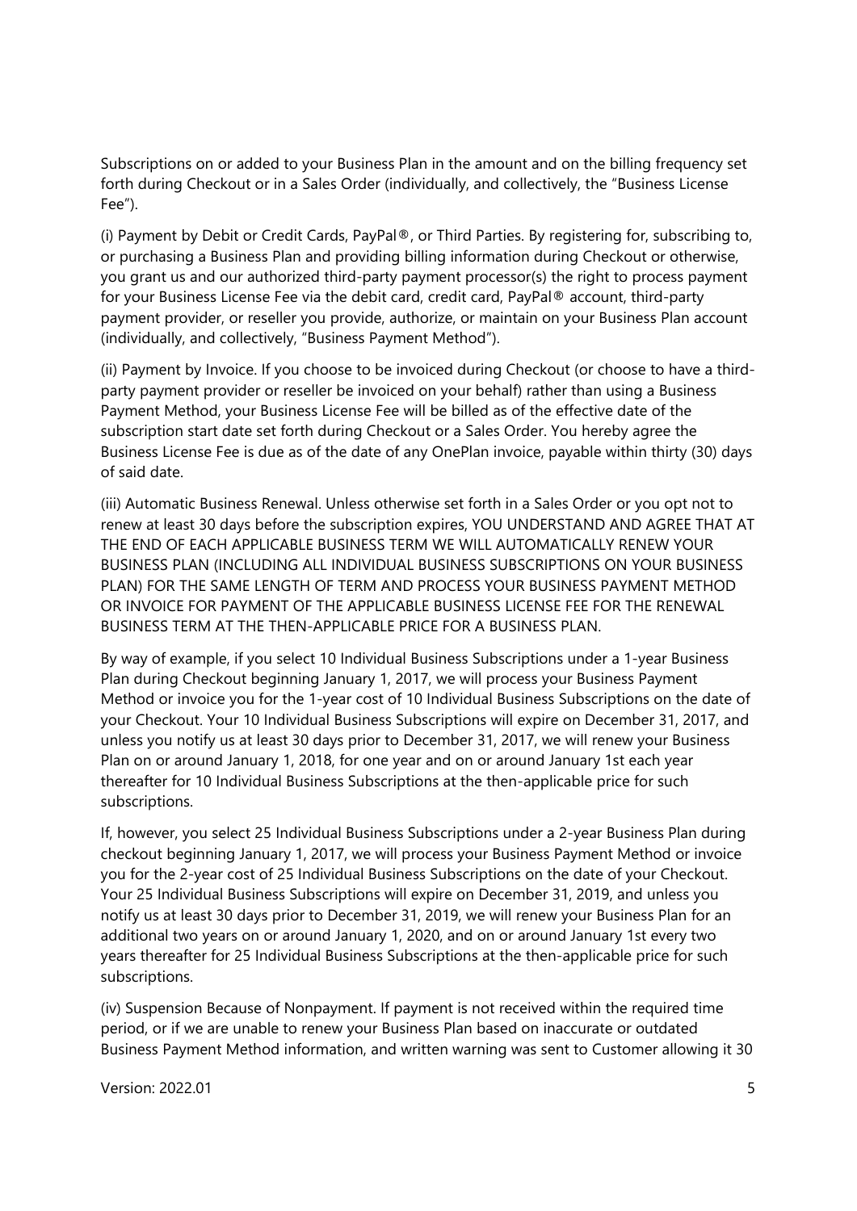Subscriptions on or added to your Business Plan in the amount and on the billing frequency set forth during Checkout or in a Sales Order (individually, and collectively, the "Business License Fee").

(i) Payment by Debit or Credit Cards, PayPal®, or Third Parties. By registering for, subscribing to, or purchasing a Business Plan and providing billing information during Checkout or otherwise, you grant us and our authorized third-party payment processor(s) the right to process payment for your Business License Fee via the debit card, credit card, PayPal® account, third-party payment provider, or reseller you provide, authorize, or maintain on your Business Plan account (individually, and collectively, "Business Payment Method").

(ii) Payment by Invoice. If you choose to be invoiced during Checkout (or choose to have a third-party payment provider or reseller be invoiced on your behalf) rather than using a Business Payment Method, your Business License Fee will be billed as of the effective date of the subscription start date set forth during Checkout or a Sales Order. You hereby agree the Business License Fee is due as of the date of any OnePlan invoice, payable within thirty (30) days of said date.

(iii) Automatic Business Renewal. Unless otherwise set forth in a Sales Order or you opt not to renew at least 30 days before the subscription expires, YOU UNDERSTAND AND AGREE THAT AT THE END OF EACH APPLICABLE BUSINESS TERM WE WILL AUTOMATICALLY RENEW YOUR BUSINESS PLAN (INCLUDING ALL INDIVIDUAL BUSINESS SUBSCRIPTIONS ON YOUR BUSINESS PLAN) FOR THE SAME LENGTH OF TERM AND PROCESS YOUR BUSINESS PAYMENT METHOD OR INVOICE FOR PAYMENT OF THE APPLICABLE BUSINESS LICENSE FEE FOR THE RENEWAL BUSINESS TERM AT THE THEN-APPLICABLE PRICE FOR A BUSINESS PLAN.

By way of example, if you select 10 Individual Business Subscriptions under a 1-year Business Plan during Checkout beginning January 1, 2017, we will process your Business Payment Method or invoice you for the 1-year cost of 10 Individual Business Subscriptions on the date of your Checkout. Your 10 Individual Business Subscriptions will expire on December 31, 2017, and unless you notify us at least 30 days prior to December 31, 2017, we will renew your Business Plan on or around January 1, 2018, for one year and on or around January 1st each year thereafter for 10 Individual Business Subscriptions at the then-applicable price for such subscriptions.

If, however, you select 25 Individual Business Subscriptions under a 2-year Business Plan during checkout beginning January 1, 2017, we will process your Business Payment Method or invoice you for the 2-year cost of 25 Individual Business Subscriptions on the date of your Checkout. Your 25 Individual Business Subscriptions will expire on December 31, 2019, and unless you notify us at least 30 days prior to December 31, 2019, we will renew your Business Plan for an additional two years on or around January 1, 2020, and on or around January 1st every two years thereafter for 25 Individual Business Subscriptions at the then-applicable price for such subscriptions.

(iv) Suspension Because of Nonpayment. If payment is not received within the required time period, or if we are unable to renew your Business Plan based on inaccurate or outdated Business Payment Method information, and written warning was sent to Customer allowing it 30

Version: 2022.01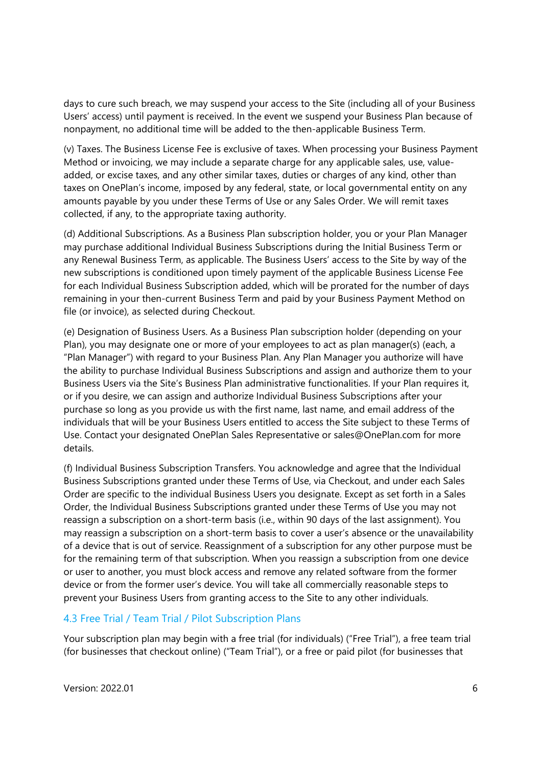days to cure such breach, we may suspend your access to the Site (including all of your Business Users' access) until payment is received. In the event we suspend your Business Plan because of nonpayment, no additional time will be added to the then-applicable Business Term.

(v) Taxes. The Business License Fee is exclusive of taxes. When processing your Business Payment Method or invoicing, we may include a separate charge for any applicable sales, use, value-added, or excise taxes, and any other similar taxes, duties or charges of any kind, other than taxes on OnePlan's income, imposed by any federal, state, or local governmental entity on any amounts payable by you under these Terms of Use or any Sales Order. We will remit taxes collected, if any, to the appropriate taxing authority.

(d) Additional Subscriptions. As a Business Plan subscription holder, you or your Plan Manager may purchase additional Individual Business Subscriptions during the Initial Business Term or any Renewal Business Term, as applicable. The Business Users' access to the Site by way of the new subscriptions is conditioned upon timely payment of the applicable Business License Fee for each Individual Business Subscription added, which will be prorated for the number of days remaining in your then-current Business Term and paid by your Business Payment Method on file (or invoice), as selected during Checkout.

(e) Designation of Business Users. As a Business Plan subscription holder (depending on your Plan), you may designate one or more of your employees to act as plan manager(s) (each, a "Plan Manager") with regard to your Business Plan. Any Plan Manager you authorize will have the ability to purchase Individual Business Subscriptions and assign and authorize them to your Business Users via the Site's Business Plan administrative functionalities. If your Plan requires it, or if you desire, we can assign and authorize Individual Business Subscriptions after your purchase so long as you provide us with the first name, last name, and email address of the individuals that will be your Business Users entitled to access the Site subject to these Terms of Use. Contact your designated OnePlan Sales Representative or sales@OnePlan.com for more details.

(f) Individual Business Subscription Transfers. You acknowledge and agree that the Individual Business Subscriptions granted under these Terms of Use, via Checkout, and under each Sales Order are specific to the individual Business Users you designate. Except as set forth in a Sales Order, the Individual Business Subscriptions granted under these Terms of Use you may not reassign a subscription on a short-term basis (i.e., within 90 days of the last assignment). You may reassign a subscription on a short-term basis to cover a user's absence or the unavailability of a device that is out of service. Reassignment of a subscription for any other purpose must be for the remaining term of that subscription. When you reassign a subscription from one device or user to another, you must block access and remove any related software from the former device or from the former user's device. You will take all commercially reasonable steps to prevent your Business Users from granting access to the Site to any other individuals.

### 4.3 Free Trial / Team Trial / Pilot Subscription Plans

Your subscription plan may begin with a free trial (for individuals) ("Free Trial"), a free team trial (for businesses that checkout online) ("Team Trial"), or a free or paid pilot (for businesses that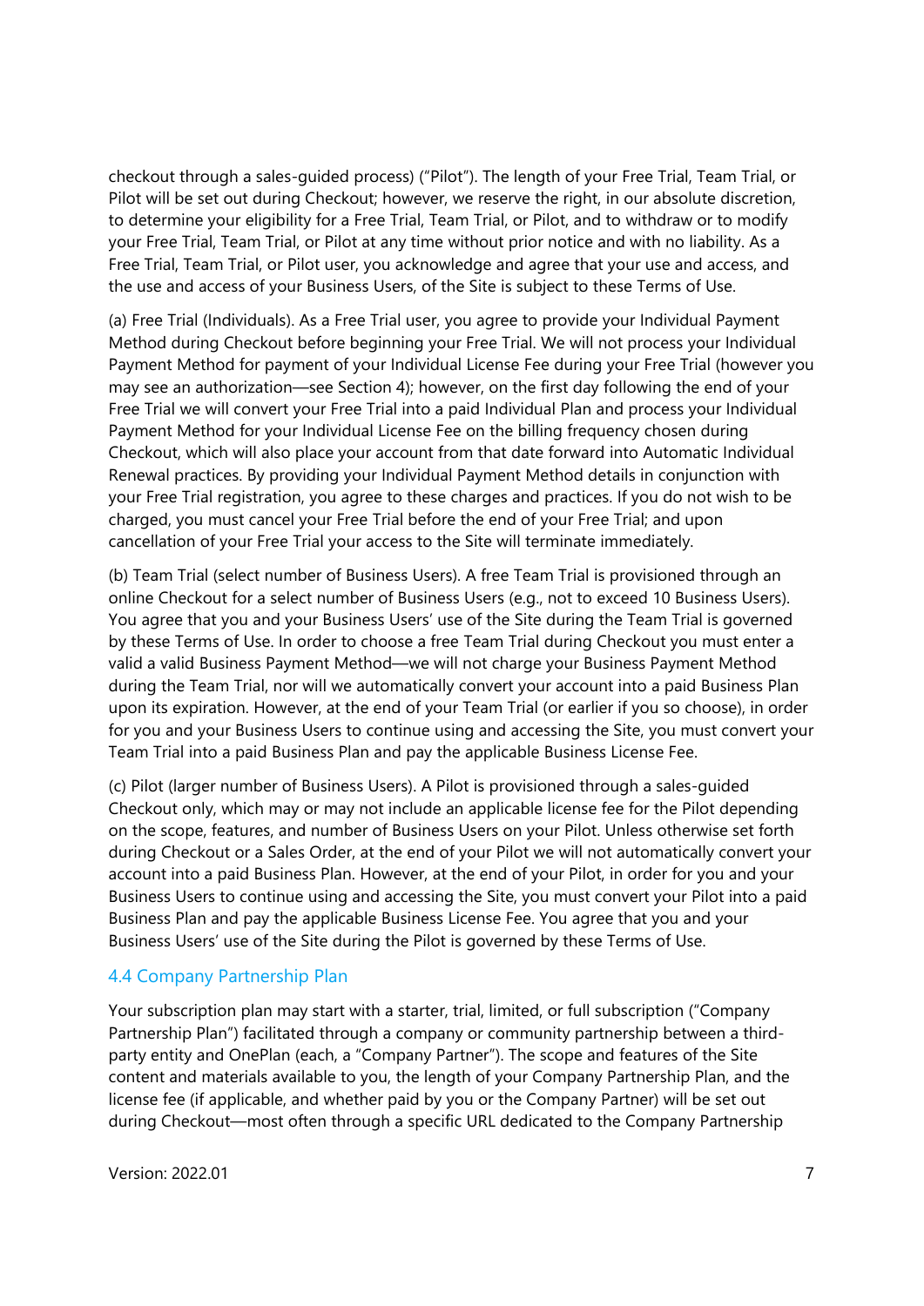checkout through a sales-guided process) ("Pilot"). The length of your Free Trial, Team Trial, or Pilot will be set out during Checkout; however, we reserve the right, in our absolute discretion, to determine your eligibility for a Free Trial, Team Trial, or Pilot, and to withdraw or to modify your Free Trial, Team Trial, or Pilot at any time without prior notice and with no liability. As a Free Trial, Team Trial, or Pilot user, you acknowledge and agree that your use and access, and the use and access of your Business Users, of the Site is subject to these Terms of Use.

(a) Free Trial (Individuals). As a Free Trial user, you agree to provide your Individual Payment Method during Checkout before beginning your Free Trial. We will not process your Individual Payment Method for payment of your Individual License Fee during your Free Trial (however you may see an authorization—see Section 4); however, on the first day following the end of your Free Trial we will convert your Free Trial into a paid Individual Plan and process your Individual Payment Method for your Individual License Fee on the billing frequency chosen during Checkout, which will also place your account from that date forward into Automatic Individual Renewal practices. By providing your Individual Payment Method details in conjunction with your Free Trial registration, you agree to these charges and practices. If you do not wish to be charged, you must cancel your Free Trial before the end of your Free Trial; and upon cancellation of your Free Trial your access to the Site will terminate immediately.

(b) Team Trial (select number of Business Users). A free Team Trial is provisioned through an online Checkout for a select number of Business Users (e.g., not to exceed 10 Business Users). You agree that you and your Business Users' use of the Site during the Team Trial is governed by these Terms of Use. In order to choose a free Team Trial during Checkout you must enter a valid a valid Business Payment Method—we will not charge your Business Payment Method during the Team Trial, nor will we automatically convert your account into a paid Business Plan upon its expiration. However, at the end of your Team Trial (or earlier if you so choose), in order for you and your Business Users to continue using and accessing the Site, you must convert your Team Trial into a paid Business Plan and pay the applicable Business License Fee.

(c) Pilot (larger number of Business Users). A Pilot is provisioned through a sales-guided Checkout only, which may or may not include an applicable license fee for the Pilot depending on the scope, features, and number of Business Users on your Pilot. Unless otherwise set forth during Checkout or a Sales Order, at the end of your Pilot we will not automatically convert your account into a paid Business Plan. However, at the end of your Pilot, in order for you and your Business Users to continue using and accessing the Site, you must convert your Pilot into a paid Business Plan and pay the applicable Business License Fee. You agree that you and your Business Users' use of the Site during the Pilot is governed by these Terms of Use.

## 4.4 Company Partnership Plan

Your subscription plan may start with a starter, trial, limited, or full subscription ("Company Partnership Plan") facilitated through a company or community partnership between a third-party entity and OnePlan (each, a "Company Partner"). The scope and features of the Site content and materials available to you, the length of your Company Partnership Plan, and the license fee (if applicable, and whether paid by you or the Company Partner) will be set out during Checkout—most often through a specific URL dedicated to the Company Partnership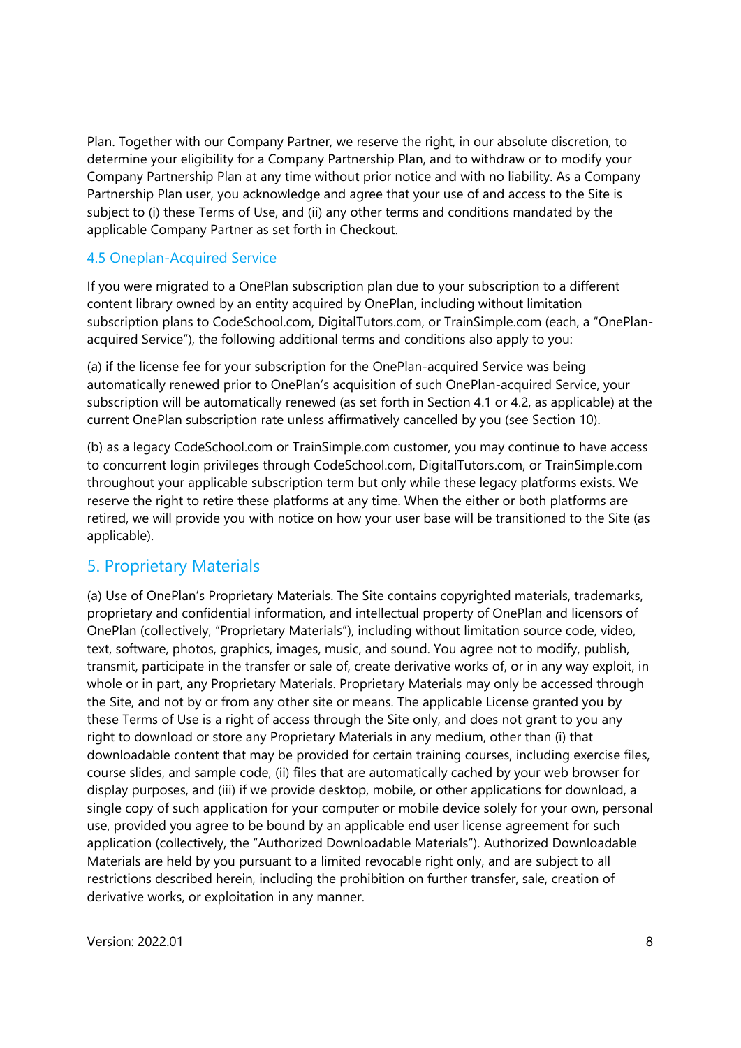Plan. Together with our Company Partner, we reserve the right, in our absolute discretion, to determine your eligibility for a Company Partnership Plan, and to withdraw or to modify your Company Partnership Plan at any time without prior notice and with no liability. As a Company Partnership Plan user, you acknowledge and agree that your use of and access to the Site is subject to (i) these Terms of Use, and (ii) any other terms and conditions mandated by the applicable Company Partner as set forth in Checkout.

### 4.5 Oneplan-Acquired Service

If you were migrated to a OnePlan subscription plan due to your subscription to a different content library owned by an entity acquired by OnePlan, including without limitation subscription plans to CodeSchool.com, DigitalTutors.com, or TrainSimple.com (each, a "OnePlan-acquired Service"), the following additional terms and conditions also apply to you:

(a) if the license fee for your subscription for the OnePlan-acquired Service was being automatically renewed prior to OnePlan's acquisition of such OnePlan-acquired Service, your subscription will be automatically renewed (as set forth in Section 4.1 or 4.2, as applicable) at the current OnePlan subscription rate unless affirmatively cancelled by you (see Section 10).

(b) as a legacy CodeSchool.com or TrainSimple.com customer, you may continue to have access to concurrent login privileges through CodeSchool.com, DigitalTutors.com, or TrainSimple.com throughout your applicable subscription term but only while these legacy platforms exists. We reserve the right to retire these platforms at any time. When the either or both platforms are retired, we will provide you with notice on how your user base will be transitioned to the Site (as applicable).

## 5. Proprietary Materials

(a) Use of OnePlan's Proprietary Materials. The Site contains copyrighted materials, trademarks, proprietary and confidential information, and intellectual property of OnePlan and licensors of OnePlan (collectively, "Proprietary Materials"), including without limitation source code, video, text, software, photos, graphics, images, music, and sound. You agree not to modify, publish, transmit, participate in the transfer or sale of, create derivative works of, or in any way exploit, in whole or in part, any Proprietary Materials. Proprietary Materials may only be accessed through the Site, and not by or from any other site or means. The applicable License granted you by these Terms of Use is a right of access through the Site only, and does not grant to you any right to download or store any Proprietary Materials in any medium, other than (i) that downloadable content that may be provided for certain training courses, including exercise files, course slides, and sample code, (ii) files that are automatically cached by your web browser for display purposes, and (iii) if we provide desktop, mobile, or other applications for download, a single copy of such application for your computer or mobile device solely for your own, personal use, provided you agree to be bound by an applicable end user license agreement for such application (collectively, the "Authorized Downloadable Materials"). Authorized Downloadable Materials are held by you pursuant to a limited revocable right only, and are subject to all restrictions described herein, including the prohibition on further transfer, sale, creation of derivative works, or exploitation in any manner.

Version: 2022.01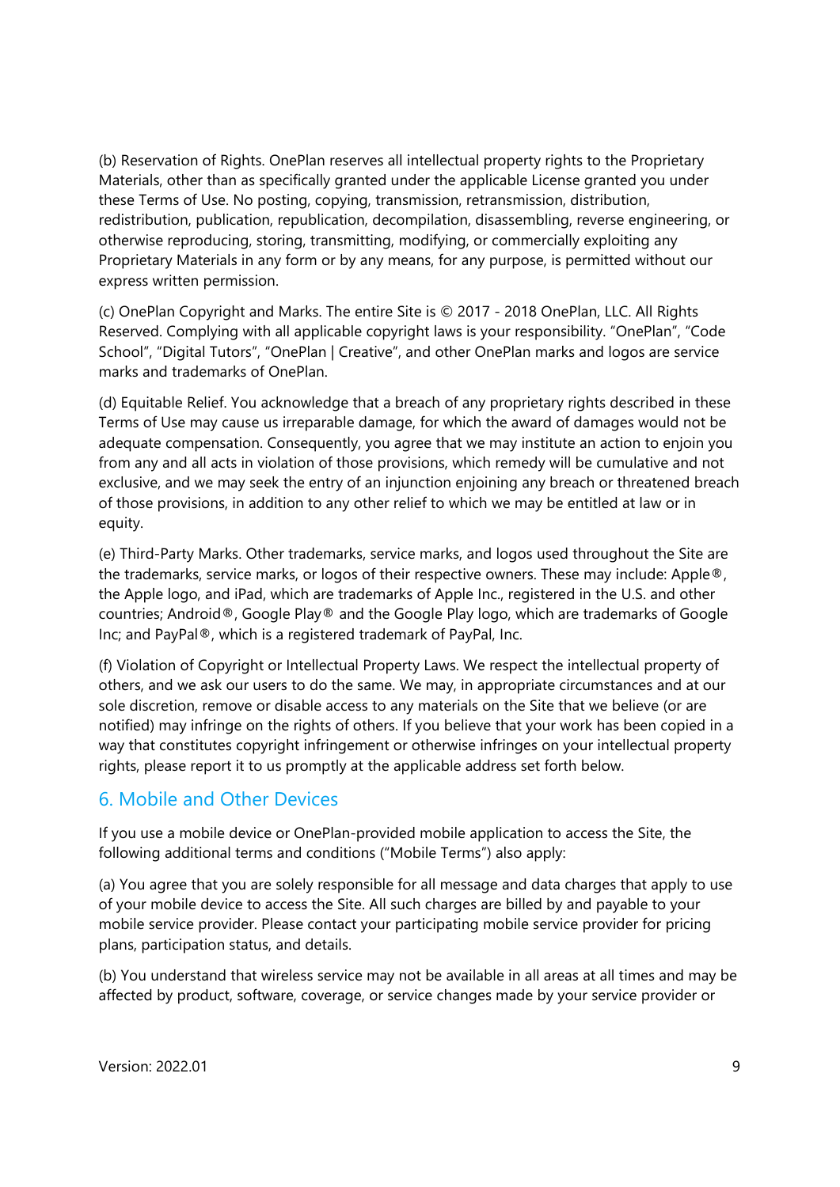(b) Reservation of Rights. OnePlan reserves all intellectual property rights to the Proprietary Materials, other than as specifically granted under the applicable License granted you under these Terms of Use. No posting, copying, transmission, retransmission, distribution, redistribution, publication, republication, decompilation, disassembling, reverse engineering, or otherwise reproducing, storing, transmitting, modifying, or commercially exploiting any Proprietary Materials in any form or by any means, for any purpose, is permitted without our express written permission.

(c) OnePlan Copyright and Marks. The entire Site is © 2017 - 2018 OnePlan, LLC. All Rights Reserved. Complying with all applicable copyright laws is your responsibility. "OnePlan", "Code School", "Digital Tutors", "OnePlan | Creative", and other OnePlan marks and logos are service marks and trademarks of OnePlan.

(d) Equitable Relief. You acknowledge that a breach of any proprietary rights described in these Terms of Use may cause us irreparable damage, for which the award of damages would not be adequate compensation. Consequently, you agree that we may institute an action to enjoin you from any and all acts in violation of those provisions, which remedy will be cumulative and not exclusive, and we may seek the entry of an injunction enjoining any breach or threatened breach of those provisions, in addition to any other relief to which we may be entitled at law or in equity.

(e) Third-Party Marks. Other trademarks, service marks, and logos used throughout the Site are the trademarks, service marks, or logos of their respective owners. These may include: Apple®, the Apple logo, and iPad, which are trademarks of Apple Inc., registered in the U.S. and other countries; Android®, Google Play® and the Google Play logo, which are trademarks of Google Inc; and PayPal®, which is a registered trademark of PayPal, Inc.

(f) Violation of Copyright or Intellectual Property Laws. We respect the intellectual property of others, and we ask our users to do the same. We may, in appropriate circumstances and at our sole discretion, remove or disable access to any materials on the Site that we believe (or are notified) may infringe on the rights of others. If you believe that your work has been copied in a way that constitutes copyright infringement or otherwise infringes on your intellectual property rights, please report it to us promptly at the applicable address set forth below.

## 6. Mobile and Other Devices

If you use a mobile device or OnePlan-provided mobile application to access the Site, the following additional terms and conditions ("Mobile Terms") also apply:

(a) You agree that you are solely responsible for all message and data charges that apply to use of your mobile device to access the Site. All such charges are billed by and payable to your mobile service provider. Please contact your participating mobile service provider for pricing plans, participation status, and details.

(b) You understand that wireless service may not be available in all areas at all times and may be affected by product, software, coverage, or service changes made by your service provider or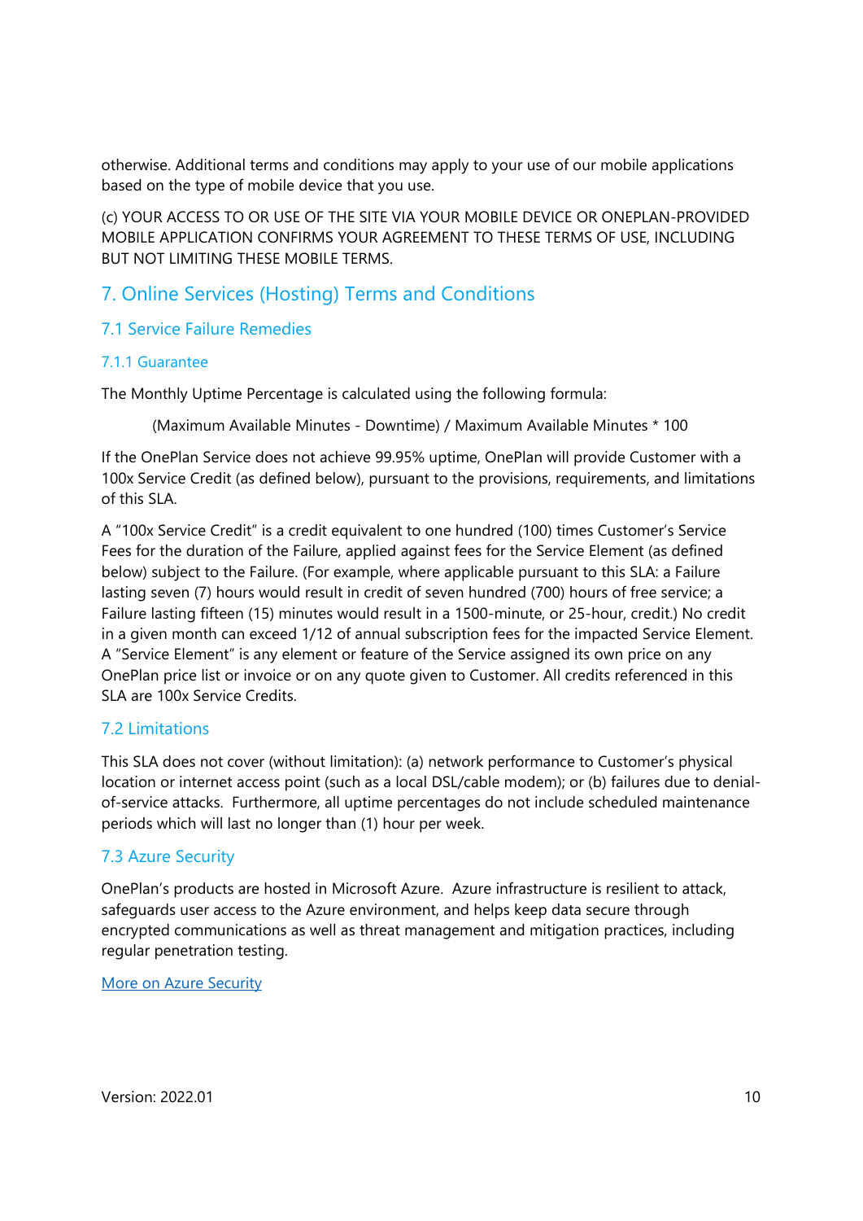otherwise. Additional terms and conditions may apply to your use of our mobile applications based on the type of mobile device that you use.

(c) YOUR ACCESS TO OR USE OF THE SITE VIA YOUR MOBILE DEVICE OR ONEPLAN-PROVIDED MOBILE APPLICATION CONFIRMS YOUR AGREEMENT TO THESE TERMS OF USE, INCLUDING BUT NOT LIMITING THESE MOBILE TERMS.

## 7. Online Services (Hosting) Terms and Conditions

### 7.1 Service Failure Remedies

#### 7.1.1 Guarantee

The Monthly Uptime Percentage is calculated using the following formula:

(Maximum Available Minutes - Downtime) / Maximum Available Minutes * 100

If the OnePlan Service does not achieve 99.95% uptime, OnePlan will provide Customer with a 100x Service Credit (as defined below), pursuant to the provisions, requirements, and limitations of this SLA.

A "100x Service Credit" is a credit equivalent to one hundred (100) times Customer's Service Fees for the duration of the Failure, applied against fees for the Service Element (as defined below) subject to the Failure. (For example, where applicable pursuant to this SLA: a Failure lasting seven (7) hours would result in credit of seven hundred (700) hours of free service; a Failure lasting fifteen (15) minutes would result in a 1500-minute, or 25-hour, credit.) No credit in a given month can exceed 1/12 of annual subscription fees for the impacted Service Element. A "Service Element" is any element or feature of the Service assigned its own price on any OnePlan price list or invoice or on any quote given to Customer. All credits referenced in this SLA are 100x Service Credits.

### 7.2 Limitations

This SLA does not cover (without limitation): (a) network performance to Customer's physical location or internet access point (such as a local DSL/cable modem); or (b) failures due to denial-of-service attacks. Furthermore, all uptime percentages do not include scheduled maintenance periods which will last no longer than (1) hour per week.

### 7.3 Azure Security

OnePlan's products are hosted in Microsoft Azure. Azure infrastructure is resilient to attack, safeguards user access to the Azure environment, and helps keep data secure through encrypted communications as well as threat management and mitigation practices, including regular penetration testing.

More on Azure Security

Version: 2022.01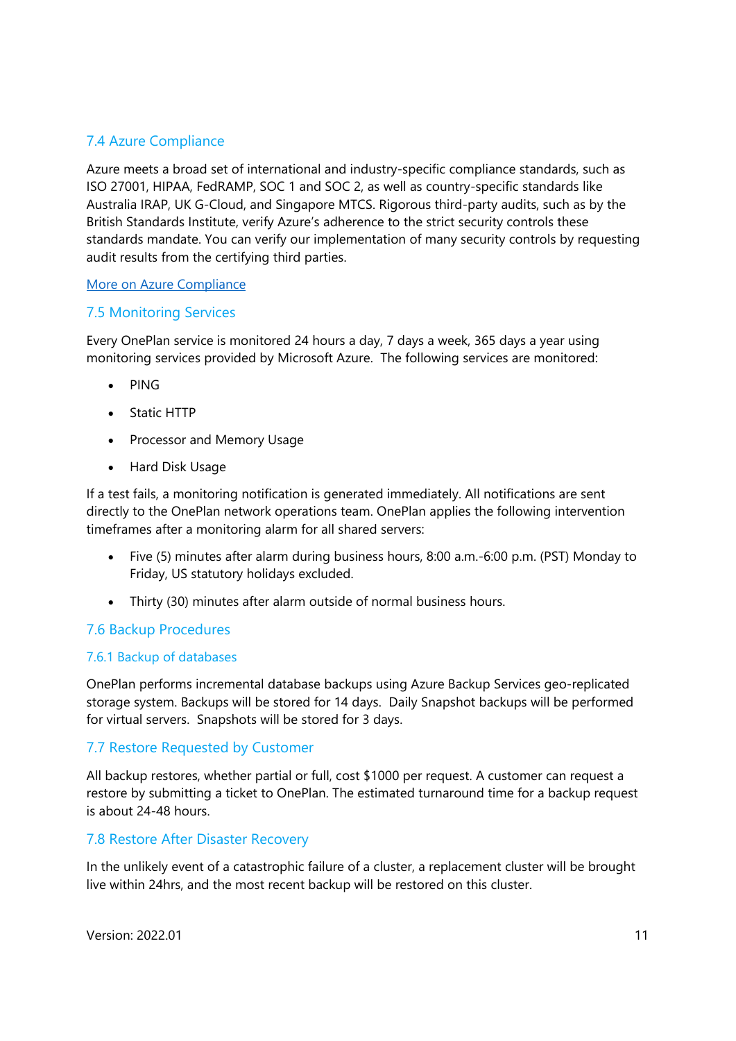## 7.4 Azure Compliance

Azure meets a broad set of international and industry-specific compliance standards, such as ISO 27001, HIPAA, FedRAMP, SOC 1 and SOC 2, as well as country-specific standards like Australia IRAP, UK G-Cloud, and Singapore MTCS. Rigorous third-party audits, such as by the British Standards Institute, verify Azure's adherence to the strict security controls these standards mandate. You can verify our implementation of many security controls by requesting audit results from the certifying third parties.

More on Azure Compliance

## 7.5 Monitoring Services

Every OnePlan service is monitored 24 hours a day, 7 days a week, 365 days a year using monitoring services provided by Microsoft Azure. The following services are monitored:

- PING
- Static HTTP
- Processor and Memory Usage
- Hard Disk Usage

If a test fails, a monitoring notification is generated immediately. All notifications are sent directly to the OnePlan network operations team. OnePlan applies the following intervention timeframes after a monitoring alarm for all shared servers:

- Five (5) minutes after alarm during business hours, 8:00 a.m.-6:00 p.m. (PST) Monday to Friday, US statutory holidays excluded.
- Thirty (30) minutes after alarm outside of normal business hours.

## 7.6 Backup Procedures

### 7.6.1 Backup of databases

OnePlan performs incremental database backups using Azure Backup Services geo-replicated storage system. Backups will be stored for 14 days. Daily Snapshot backups will be performed for virtual servers. Snapshots will be stored for 3 days.

## 7.7 Restore Requested by Customer

All backup restores, whether partial or full, cost $1000 per request. A customer can request a restore by submitting a ticket to OnePlan. The estimated turnaround time for a backup request is about 24-48 hours.

## 7.8 Restore After Disaster Recovery

In the unlikely event of a catastrophic failure of a cluster, a replacement cluster will be brought live within 24hrs, and the most recent backup will be restored on this cluster.

Version: 2022.01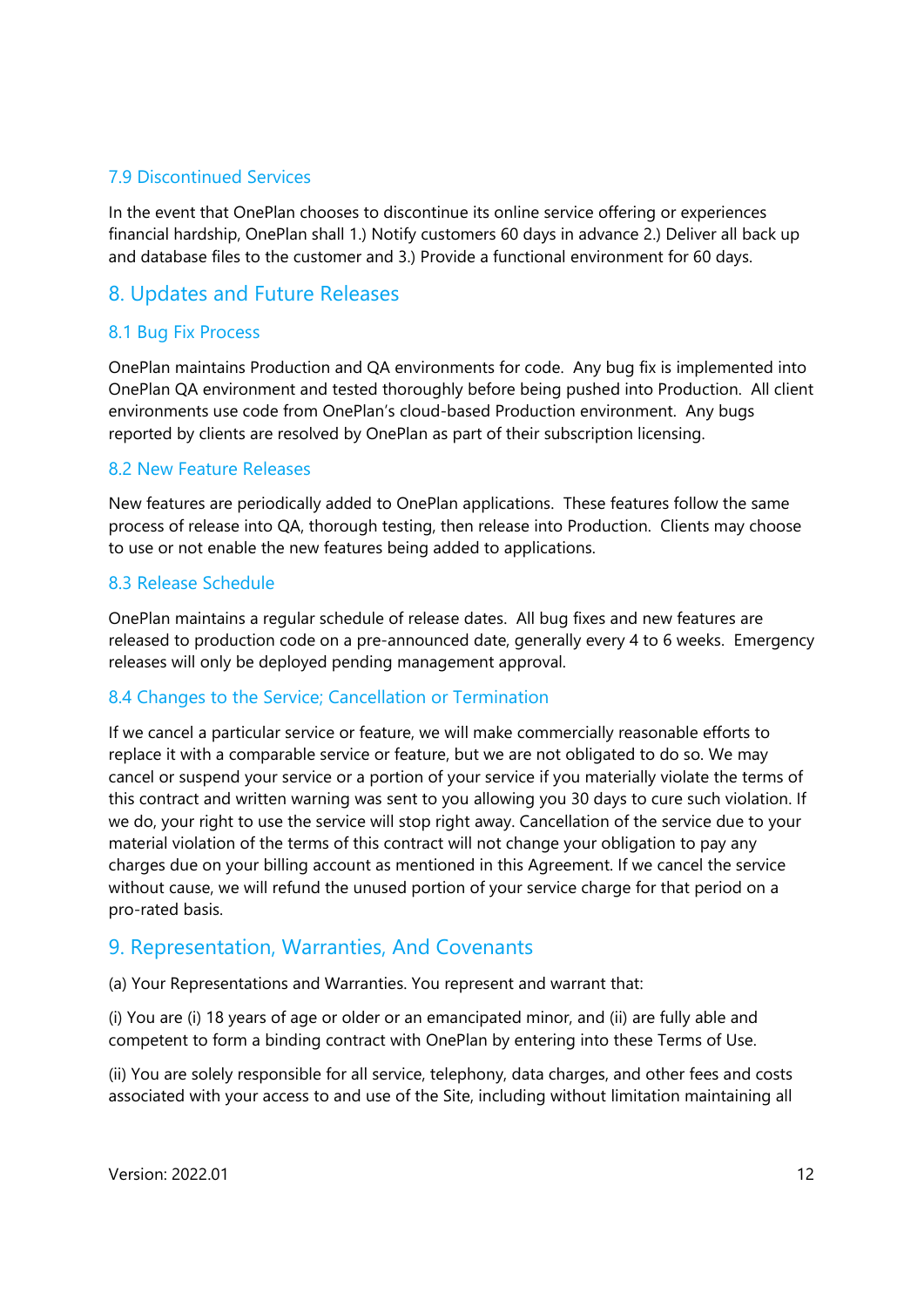### 7.9 Discontinued Services

In the event that OnePlan chooses to discontinue its online service offering or experiences financial hardship, OnePlan shall 1.) Notify customers 60 days in advance 2.) Deliver all back up and database files to the customer and 3.) Provide a functional environment for 60 days.

## 8. Updates and Future Releases

### 8.1 Bug Fix Process

OnePlan maintains Production and QA environments for code. Any bug fix is implemented into OnePlan QA environment and tested thoroughly before being pushed into Production. All client environments use code from OnePlan's cloud-based Production environment. Any bugs reported by clients are resolved by OnePlan as part of their subscription licensing.

### 8.2 New Feature Releases

New features are periodically added to OnePlan applications. These features follow the same process of release into QA, thorough testing, then release into Production. Clients may choose to use or not enable the new features being added to applications.

### 8.3 Release Schedule

OnePlan maintains a regular schedule of release dates. All bug fixes and new features are released to production code on a pre-announced date, generally every 4 to 6 weeks. Emergency releases will only be deployed pending management approval.

### 8.4 Changes to the Service; Cancellation or Termination

If we cancel a particular service or feature, we will make commercially reasonable efforts to replace it with a comparable service or feature, but we are not obligated to do so. We may cancel or suspend your service or a portion of your service if you materially violate the terms of this contract and written warning was sent to you allowing you 30 days to cure such violation. If we do, your right to use the service will stop right away. Cancellation of the service due to your material violation of the terms of this contract will not change your obligation to pay any charges due on your billing account as mentioned in this Agreement. If we cancel the service without cause, we will refund the unused portion of your service charge for that period on a pro-rated basis.

## 9. Representation, Warranties, And Covenants

(a) Your Representations and Warranties. You represent and warrant that:

(i) You are (i) 18 years of age or older or an emancipated minor, and (ii) are fully able and competent to form a binding contract with OnePlan by entering into these Terms of Use.

(ii) You are solely responsible for all service, telephony, data charges, and other fees and costs associated with your access to and use of the Site, including without limitation maintaining all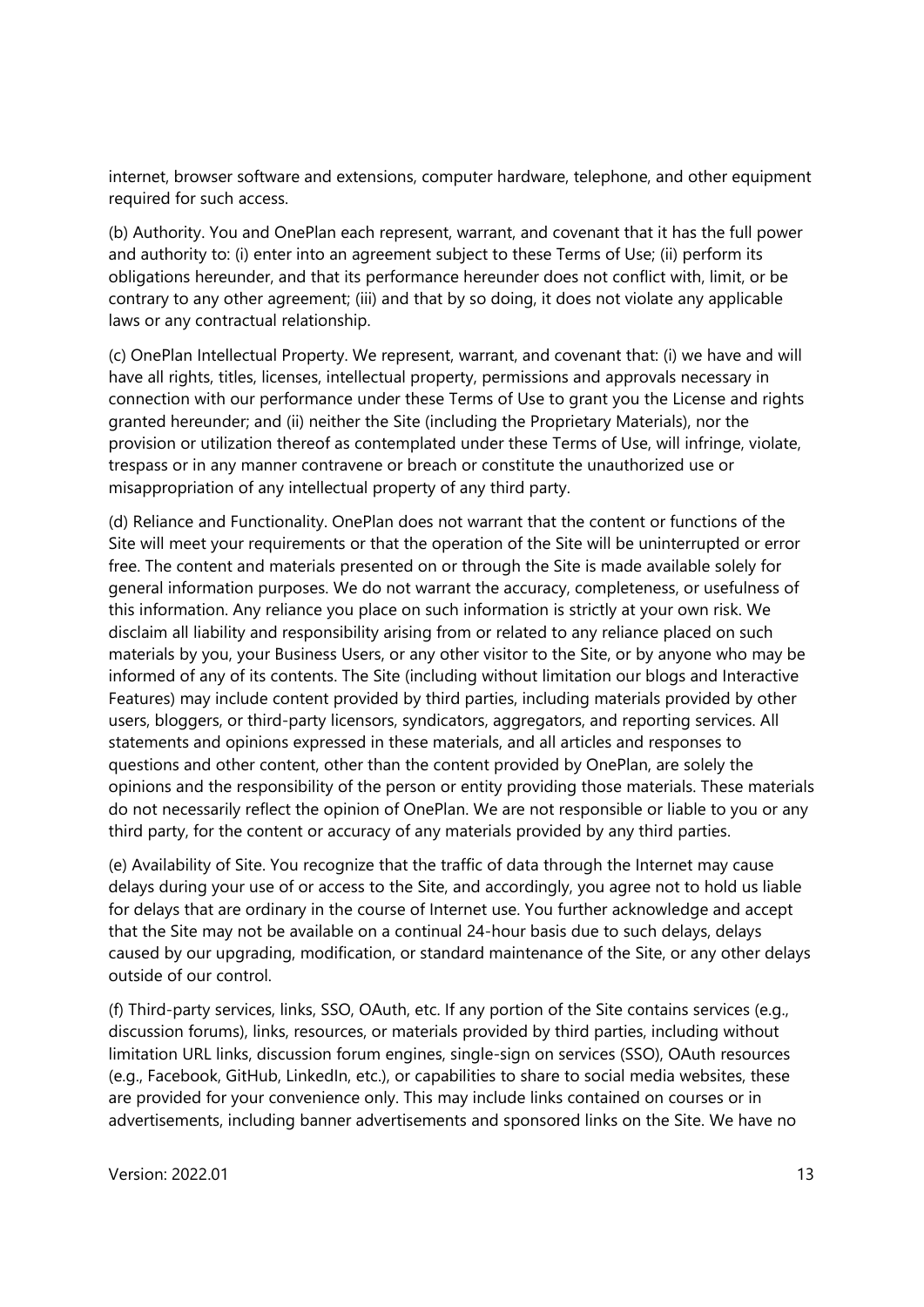internet, browser software and extensions, computer hardware, telephone, and other equipment required for such access.

(b) Authority. You and OnePlan each represent, warrant, and covenant that it has the full power and authority to: (i) enter into an agreement subject to these Terms of Use; (ii) perform its obligations hereunder, and that its performance hereunder does not conflict with, limit, or be contrary to any other agreement; (iii) and that by so doing, it does not violate any applicable laws or any contractual relationship.

(c) OnePlan Intellectual Property. We represent, warrant, and covenant that: (i) we have and will have all rights, titles, licenses, intellectual property, permissions and approvals necessary in connection with our performance under these Terms of Use to grant you the License and rights granted hereunder; and (ii) neither the Site (including the Proprietary Materials), nor the provision or utilization thereof as contemplated under these Terms of Use, will infringe, violate, trespass or in any manner contravene or breach or constitute the unauthorized use or misappropriation of any intellectual property of any third party.

(d) Reliance and Functionality. OnePlan does not warrant that the content or functions of the Site will meet your requirements or that the operation of the Site will be uninterrupted or error free. The content and materials presented on or through the Site is made available solely for general information purposes. We do not warrant the accuracy, completeness, or usefulness of this information. Any reliance you place on such information is strictly at your own risk. We disclaim all liability and responsibility arising from or related to any reliance placed on such materials by you, your Business Users, or any other visitor to the Site, or by anyone who may be informed of any of its contents. The Site (including without limitation our blogs and Interactive Features) may include content provided by third parties, including materials provided by other users, bloggers, or third-party licensors, syndicators, aggregators, and reporting services. All statements and opinions expressed in these materials, and all articles and responses to questions and other content, other than the content provided by OnePlan, are solely the opinions and the responsibility of the person or entity providing those materials. These materials do not necessarily reflect the opinion of OnePlan. We are not responsible or liable to you or any third party, for the content or accuracy of any materials provided by any third parties.

(e) Availability of Site. You recognize that the traffic of data through the Internet may cause delays during your use of or access to the Site, and accordingly, you agree not to hold us liable for delays that are ordinary in the course of Internet use. You further acknowledge and accept that the Site may not be available on a continual 24-hour basis due to such delays, delays caused by our upgrading, modification, or standard maintenance of the Site, or any other delays outside of our control.

(f) Third-party services, links, SSO, OAuth, etc. If any portion of the Site contains services (e.g., discussion forums), links, resources, or materials provided by third parties, including without limitation URL links, discussion forum engines, single-sign on services (SSO), OAuth resources (e.g., Facebook, GitHub, LinkedIn, etc.), or capabilities to share to social media websites, these are provided for your convenience only. This may include links contained on courses or in advertisements, including banner advertisements and sponsored links on the Site. We have no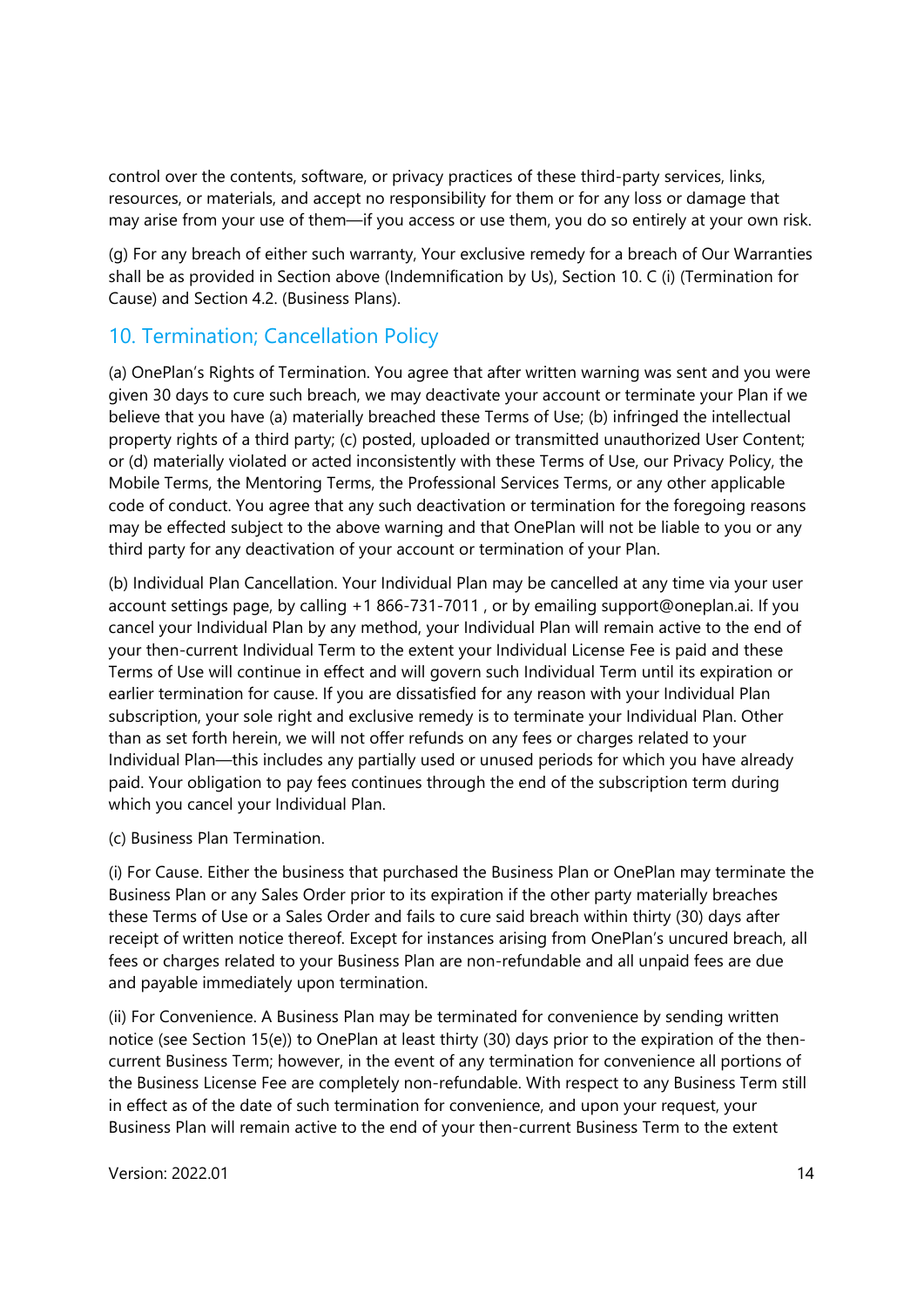control over the contents, software, or privacy practices of these third-party services, links, resources, or materials, and accept no responsibility for them or for any loss or damage that may arise from your use of them—if you access or use them, you do so entirely at your own risk.

(g) For any breach of either such warranty, Your exclusive remedy for a breach of Our Warranties shall be as provided in Section above (Indemnification by Us), Section 10. C (i) (Termination for Cause) and Section 4.2. (Business Plans).

## 10. Termination; Cancellation Policy

(a) OnePlan's Rights of Termination. You agree that after written warning was sent and you were given 30 days to cure such breach, we may deactivate your account or terminate your Plan if we believe that you have (a) materially breached these Terms of Use; (b) infringed the intellectual property rights of a third party; (c) posted, uploaded or transmitted unauthorized User Content; or (d) materially violated or acted inconsistently with these Terms of Use, our Privacy Policy, the Mobile Terms, the Mentoring Terms, the Professional Services Terms, or any other applicable code of conduct. You agree that any such deactivation or termination for the foregoing reasons may be effected subject to the above warning and that OnePlan will not be liable to you or any third party for any deactivation of your account or termination of your Plan.

(b) Individual Plan Cancellation. Your Individual Plan may be cancelled at any time via your user account settings page, by calling +1 866-731-7011 , or by emailing support@oneplan.ai. If you cancel your Individual Plan by any method, your Individual Plan will remain active to the end of your then-current Individual Term to the extent your Individual License Fee is paid and these Terms of Use will continue in effect and will govern such Individual Term until its expiration or earlier termination for cause. If you are dissatisfied for any reason with your Individual Plan subscription, your sole right and exclusive remedy is to terminate your Individual Plan. Other than as set forth herein, we will not offer refunds on any fees or charges related to your Individual Plan—this includes any partially used or unused periods for which you have already paid. Your obligation to pay fees continues through the end of the subscription term during which you cancel your Individual Plan.

(c) Business Plan Termination.

(i) For Cause. Either the business that purchased the Business Plan or OnePlan may terminate the Business Plan or any Sales Order prior to its expiration if the other party materially breaches these Terms of Use or a Sales Order and fails to cure said breach within thirty (30) days after receipt of written notice thereof. Except for instances arising from OnePlan's uncured breach, all fees or charges related to your Business Plan are non-refundable and all unpaid fees are due and payable immediately upon termination.

(ii) For Convenience. A Business Plan may be terminated for convenience by sending written notice (see Section 15(e)) to OnePlan at least thirty (30) days prior to the expiration of the then-current Business Term; however, in the event of any termination for convenience all portions of the Business License Fee are completely non-refundable. With respect to any Business Term still in effect as of the date of such termination for convenience, and upon your request, your Business Plan will remain active to the end of your then-current Business Term to the extent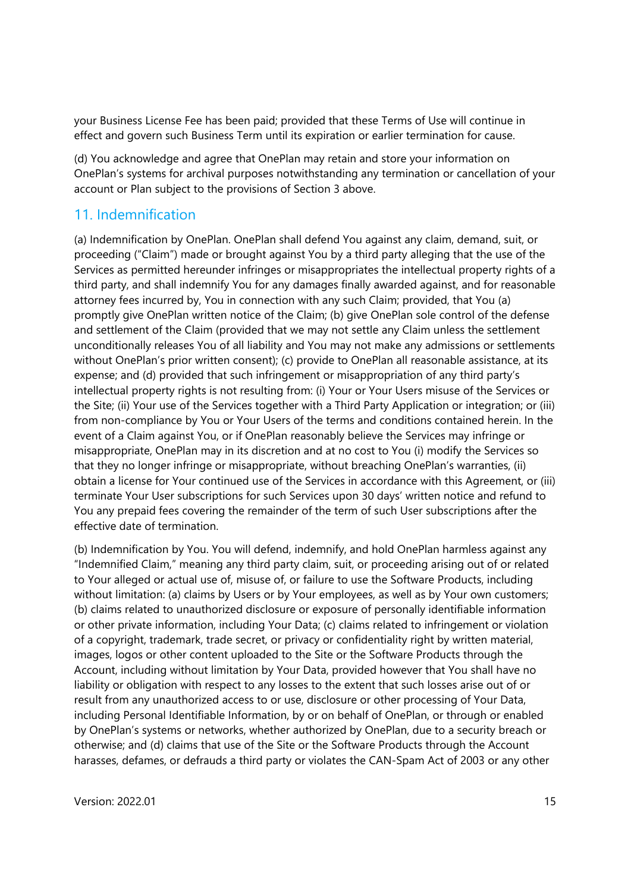your Business License Fee has been paid; provided that these Terms of Use will continue in effect and govern such Business Term until its expiration or earlier termination for cause.

(d) You acknowledge and agree that OnePlan may retain and store your information on OnePlan's systems for archival purposes notwithstanding any termination or cancellation of your account or Plan subject to the provisions of Section 3 above.

## 11. Indemnification

(a) Indemnification by OnePlan. OnePlan shall defend You against any claim, demand, suit, or proceeding ("Claim") made or brought against You by a third party alleging that the use of the Services as permitted hereunder infringes or misappropriates the intellectual property rights of a third party, and shall indemnify You for any damages finally awarded against, and for reasonable attorney fees incurred by, You in connection with any such Claim; provided, that You (a) promptly give OnePlan written notice of the Claim; (b) give OnePlan sole control of the defense and settlement of the Claim (provided that we may not settle any Claim unless the settlement unconditionally releases You of all liability and You may not make any admissions or settlements without OnePlan's prior written consent); (c) provide to OnePlan all reasonable assistance, at its expense; and (d) provided that such infringement or misappropriation of any third party's intellectual property rights is not resulting from: (i) Your or Your Users misuse of the Services or the Site; (ii) Your use of the Services together with a Third Party Application or integration; or (iii) from non-compliance by You or Your Users of the terms and conditions contained herein. In the event of a Claim against You, or if OnePlan reasonably believe the Services may infringe or misappropriate, OnePlan may in its discretion and at no cost to You (i) modify the Services so that they no longer infringe or misappropriate, without breaching OnePlan's warranties, (ii) obtain a license for Your continued use of the Services in accordance with this Agreement, or (iii) terminate Your User subscriptions for such Services upon 30 days' written notice and refund to You any prepaid fees covering the remainder of the term of such User subscriptions after the effective date of termination.

(b) Indemnification by You. You will defend, indemnify, and hold OnePlan harmless against any "Indemnified Claim," meaning any third party claim, suit, or proceeding arising out of or related to Your alleged or actual use of, misuse of, or failure to use the Software Products, including without limitation: (a) claims by Users or by Your employees, as well as by Your own customers; (b) claims related to unauthorized disclosure or exposure of personally identifiable information or other private information, including Your Data; (c) claims related to infringement or violation of a copyright, trademark, trade secret, or privacy or confidentiality right by written material, images, logos or other content uploaded to the Site or the Software Products through the Account, including without limitation by Your Data, provided however that You shall have no liability or obligation with respect to any losses to the extent that such losses arise out of or result from any unauthorized access to or use, disclosure or other processing of Your Data, including Personal Identifiable Information, by or on behalf of OnePlan, or through or enabled by OnePlan's systems or networks, whether authorized by OnePlan, due to a security breach or otherwise; and (d) claims that use of the Site or the Software Products through the Account harasses, defames, or defrauds a third party or violates the CAN-Spam Act of 2003 or any other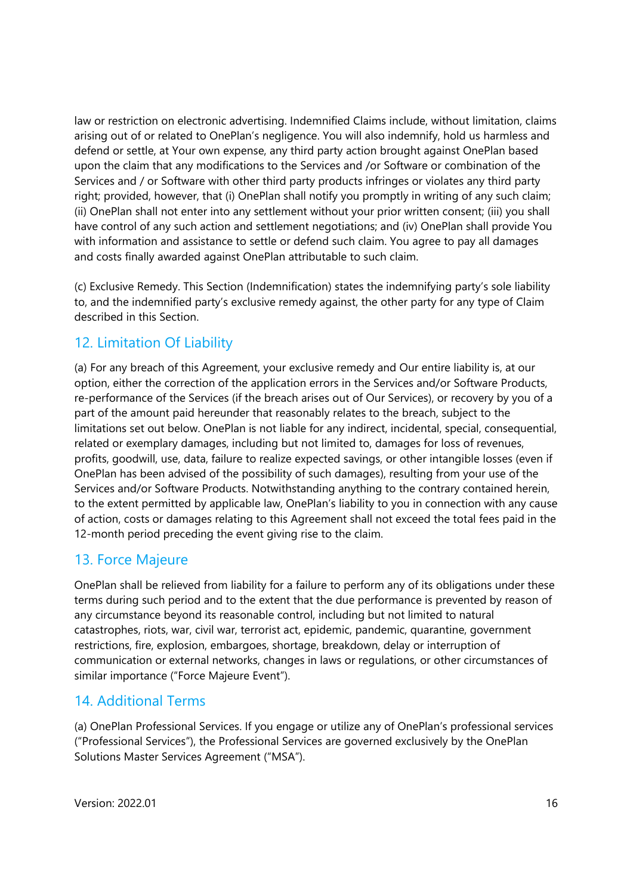law or restriction on electronic advertising. Indemnified Claims include, without limitation, claims arising out of or related to OnePlan's negligence. You will also indemnify, hold us harmless and defend or settle, at Your own expense, any third party action brought against OnePlan based upon the claim that any modifications to the Services and /or Software or combination of the Services and / or Software with other third party products infringes or violates any third party right; provided, however, that (i) OnePlan shall notify you promptly in writing of any such claim; (ii) OnePlan shall not enter into any settlement without your prior written consent; (iii) you shall have control of any such action and settlement negotiations; and (iv) OnePlan shall provide You with information and assistance to settle or defend such claim. You agree to pay all damages and costs finally awarded against OnePlan attributable to such claim.

(c) Exclusive Remedy. This Section (Indemnification) states the indemnifying party's sole liability to, and the indemnified party's exclusive remedy against, the other party for any type of Claim described in this Section.

## 12. Limitation Of Liability

(a) For any breach of this Agreement, your exclusive remedy and Our entire liability is, at our option, either the correction of the application errors in the Services and/or Software Products, re-performance of the Services (if the breach arises out of Our Services), or recovery by you of a part of the amount paid hereunder that reasonably relates to the breach, subject to the limitations set out below. OnePlan is not liable for any indirect, incidental, special, consequential, related or exemplary damages, including but not limited to, damages for loss of revenues, profits, goodwill, use, data, failure to realize expected savings, or other intangible losses (even if OnePlan has been advised of the possibility of such damages), resulting from your use of the Services and/or Software Products. Notwithstanding anything to the contrary contained herein, to the extent permitted by applicable law, OnePlan's liability to you in connection with any cause of action, costs or damages relating to this Agreement shall not exceed the total fees paid in the 12-month period preceding the event giving rise to the claim.

## 13. Force Majeure

OnePlan shall be relieved from liability for a failure to perform any of its obligations under these terms during such period and to the extent that the due performance is prevented by reason of any circumstance beyond its reasonable control, including but not limited to natural catastrophes, riots, war, civil war, terrorist act, epidemic, pandemic, quarantine, government restrictions, fire, explosion, embargoes, shortage, breakdown, delay or interruption of communication or external networks, changes in laws or regulations, or other circumstances of similar importance ("Force Majeure Event").

## 14. Additional Terms

(a) OnePlan Professional Services. If you engage or utilize any of OnePlan's professional services ("Professional Services"), the Professional Services are governed exclusively by the OnePlan Solutions Master Services Agreement ("MSA").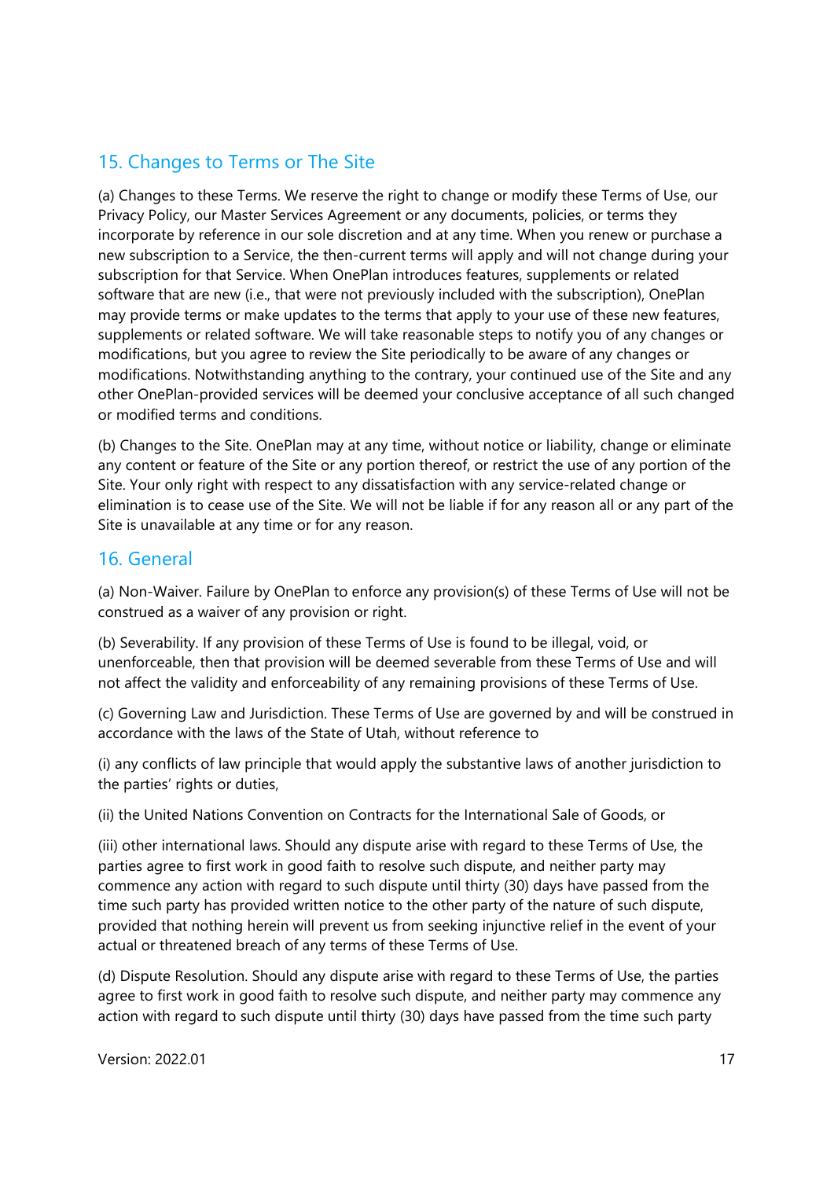## 15. Changes to Terms or The Site

(a) Changes to these Terms. We reserve the right to change or modify these Terms of Use, our Privacy Policy, our Master Services Agreement or any documents, policies, or terms they incorporate by reference in our sole discretion and at any time. When you renew or purchase a new subscription to a Service, the then-current terms will apply and will not change during your subscription for that Service. When OnePlan introduces features, supplements or related software that are new (i.e., that were not previously included with the subscription), OnePlan may provide terms or make updates to the terms that apply to your use of these new features, supplements or related software. We will take reasonable steps to notify you of any changes or modifications, but you agree to review the Site periodically to be aware of any changes or modifications. Notwithstanding anything to the contrary, your continued use of the Site and any other OnePlan-provided services will be deemed your conclusive acceptance of all such changed or modified terms and conditions.

(b) Changes to the Site. OnePlan may at any time, without notice or liability, change or eliminate any content or feature of the Site or any portion thereof, or restrict the use of any portion of the Site. Your only right with respect to any dissatisfaction with any service-related change or elimination is to cease use of the Site. We will not be liable if for any reason all or any part of the Site is unavailable at any time or for any reason.

## 16. General

(a) Non-Waiver. Failure by OnePlan to enforce any provision(s) of these Terms of Use will not be construed as a waiver of any provision or right.

(b) Severability. If any provision of these Terms of Use is found to be illegal, void, or unenforceable, then that provision will be deemed severable from these Terms of Use and will not affect the validity and enforceability of any remaining provisions of these Terms of Use.

(c) Governing Law and Jurisdiction. These Terms of Use are governed by and will be construed in accordance with the laws of the State of Utah, without reference to

(i) any conflicts of law principle that would apply the substantive laws of another jurisdiction to the parties' rights or duties,

(ii) the United Nations Convention on Contracts for the International Sale of Goods, or

(iii) other international laws. Should any dispute arise with regard to these Terms of Use, the parties agree to first work in good faith to resolve such dispute, and neither party may commence any action with regard to such dispute until thirty (30) days have passed from the time such party has provided written notice to the other party of the nature of such dispute, provided that nothing herein will prevent us from seeking injunctive relief in the event of your actual or threatened breach of any terms of these Terms of Use.

(d) Dispute Resolution. Should any dispute arise with regard to these Terms of Use, the parties agree to first work in good faith to resolve such dispute, and neither party may commence any action with regard to such dispute until thirty (30) days have passed from the time such party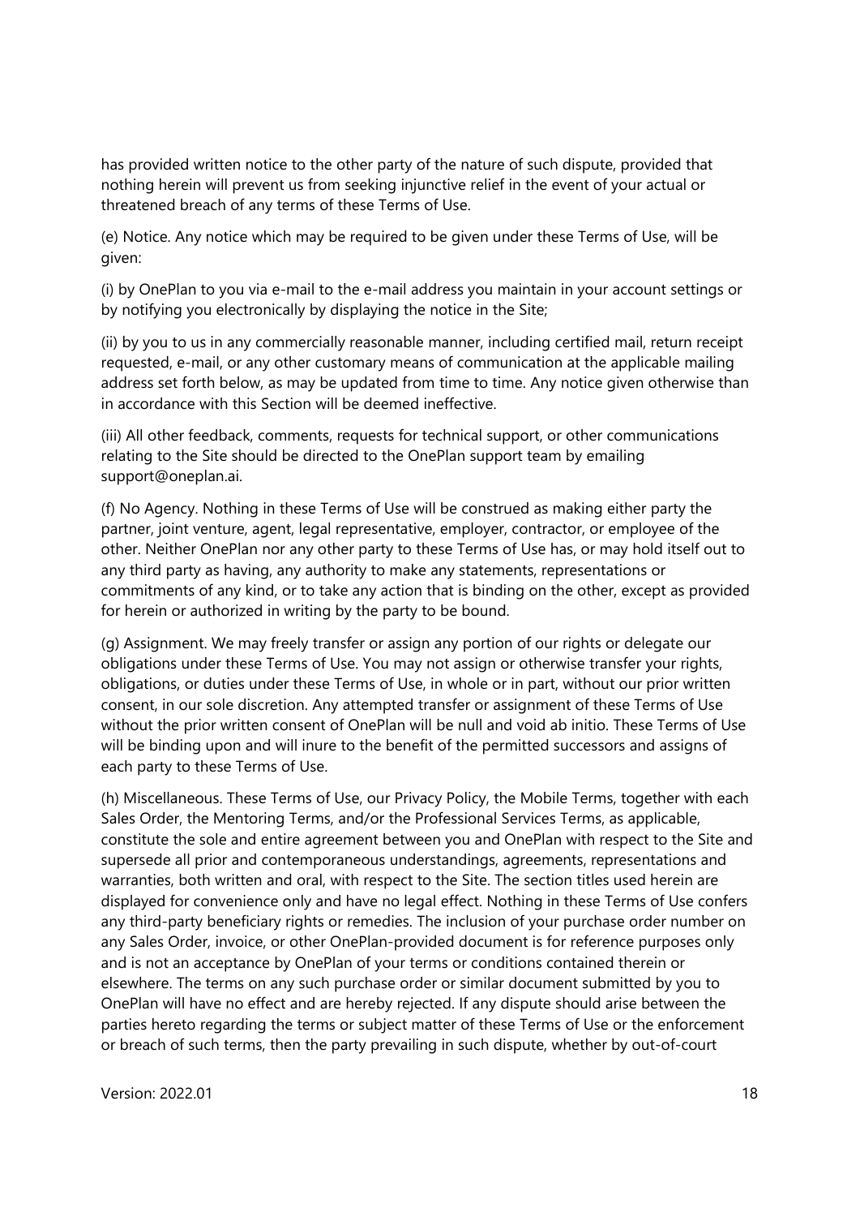has provided written notice to the other party of the nature of such dispute, provided that nothing herein will prevent us from seeking injunctive relief in the event of your actual or threatened breach of any terms of these Terms of Use.

(e) Notice. Any notice which may be required to be given under these Terms of Use, will be given:

(i) by OnePlan to you via e-mail to the e-mail address you maintain in your account settings or by notifying you electronically by displaying the notice in the Site;

(ii) by you to us in any commercially reasonable manner, including certified mail, return receipt requested, e-mail, or any other customary means of communication at the applicable mailing address set forth below, as may be updated from time to time. Any notice given otherwise than in accordance with this Section will be deemed ineffective.

(iii) All other feedback, comments, requests for technical support, or other communications relating to the Site should be directed to the OnePlan support team by emailing support@oneplan.ai.

(f) No Agency. Nothing in these Terms of Use will be construed as making either party the partner, joint venture, agent, legal representative, employer, contractor, or employee of the other. Neither OnePlan nor any other party to these Terms of Use has, or may hold itself out to any third party as having, any authority to make any statements, representations or commitments of any kind, or to take any action that is binding on the other, except as provided for herein or authorized in writing by the party to be bound.

(g) Assignment. We may freely transfer or assign any portion of our rights or delegate our obligations under these Terms of Use. You may not assign or otherwise transfer your rights, obligations, or duties under these Terms of Use, in whole or in part, without our prior written consent, in our sole discretion. Any attempted transfer or assignment of these Terms of Use without the prior written consent of OnePlan will be null and void ab initio. These Terms of Use will be binding upon and will inure to the benefit of the permitted successors and assigns of each party to these Terms of Use.

(h) Miscellaneous. These Terms of Use, our Privacy Policy, the Mobile Terms, together with each Sales Order, the Mentoring Terms, and/or the Professional Services Terms, as applicable, constitute the sole and entire agreement between you and OnePlan with respect to the Site and supersede all prior and contemporaneous understandings, agreements, representations and warranties, both written and oral, with respect to the Site. The section titles used herein are displayed for convenience only and have no legal effect. Nothing in these Terms of Use confers any third-party beneficiary rights or remedies. The inclusion of your purchase order number on any Sales Order, invoice, or other OnePlan-provided document is for reference purposes only and is not an acceptance by OnePlan of your terms or conditions contained therein or elsewhere. The terms on any such purchase order or similar document submitted by you to OnePlan will have no effect and are hereby rejected. If any dispute should arise between the parties hereto regarding the terms or subject matter of these Terms of Use or the enforcement or breach of such terms, then the party prevailing in such dispute, whether by out-of-court

Version: 2022.01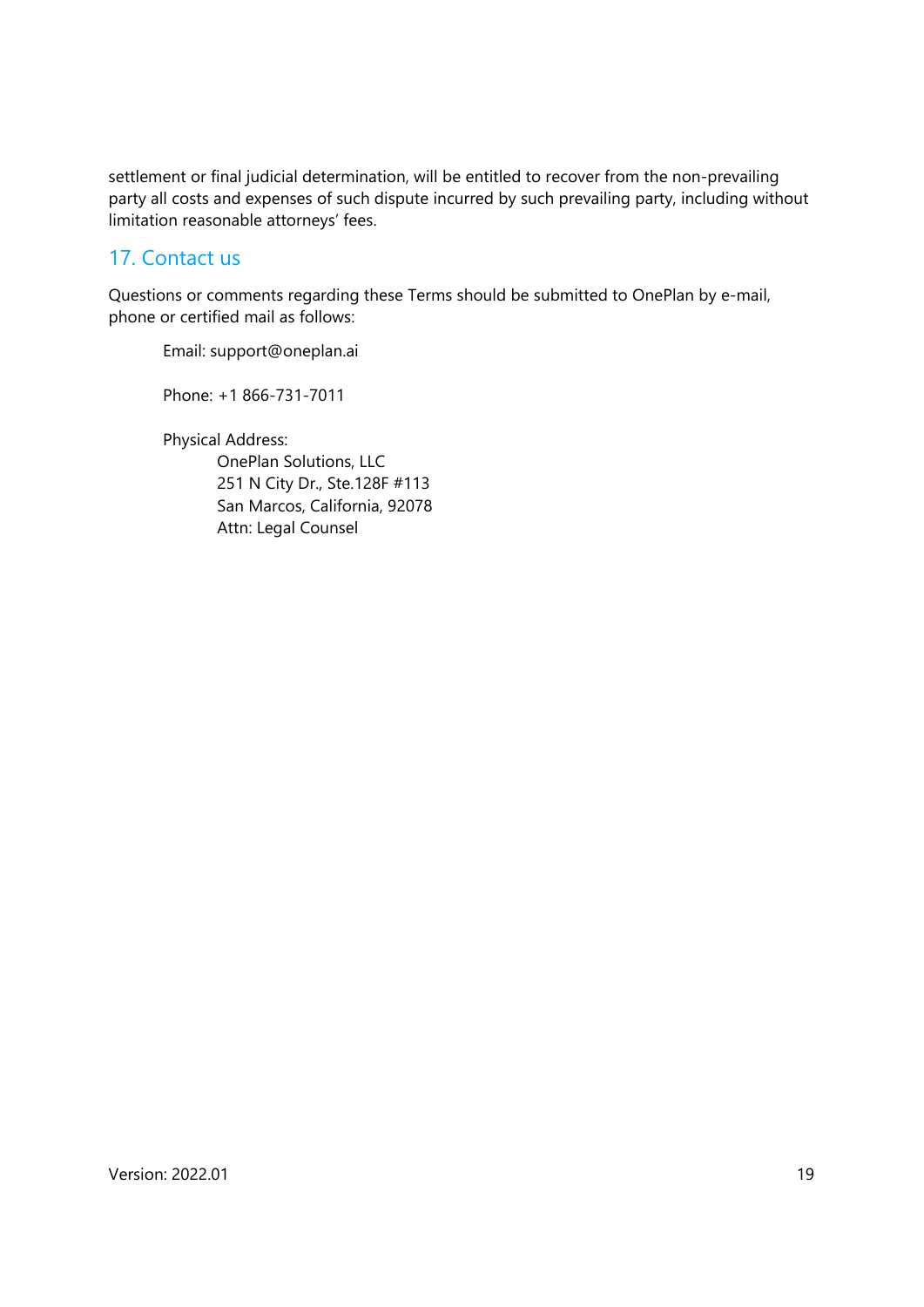settlement or final judicial determination, will be entitled to recover from the non-prevailing party all costs and expenses of such dispute incurred by such prevailing party, including without limitation reasonable attorneys' fees.

## 17. Contact us

Questions or comments regarding these Terms should be submitted to OnePlan by e-mail, phone or certified mail as follows:

Email: support@oneplan.ai

Phone: +1 866-731-7011

Physical Address:
OnePlan Solutions, LLC
251 N City Dr., Ste.128F #113
San Marcos, California, 92078
Attn: Legal Counsel

Version: 2022.01